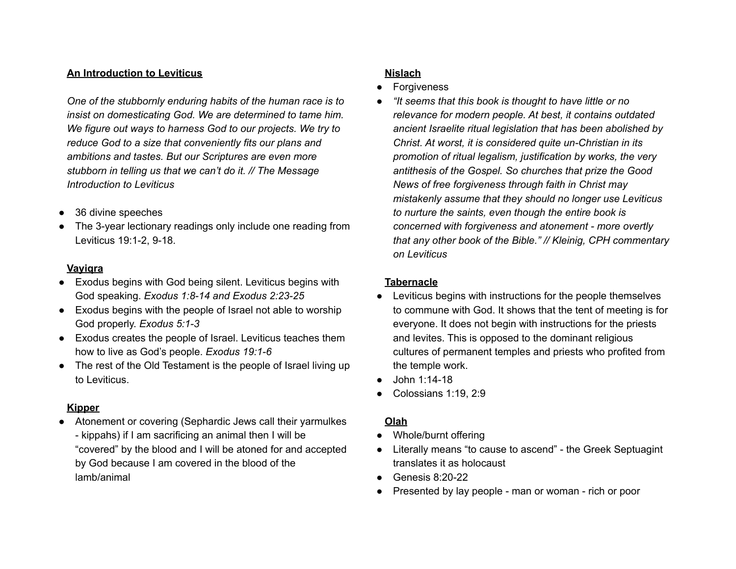## An Introduction to Leviticus

*One of the stubbornly enduring habits of the human race is to insist on domesticating God. We are determined to tame him. We figure out ways to harness God to our projects. We try to reduce God to a size that conveniently fits our plans and ambitions and tastes. But our Scriptures are even more stubborn in telling us that we can't do it. // The Message Introduction to Leviticus*

- 36 divine speeches
- The 3-year lectionary readings only include one reading from Leviticus 19:1-2, 9-18.

### Vayiqra

- Exodus begins with God being silent. Leviticus begins with God speaking. *Exodus 1:8-14 and Exodus 2:23-25*
- Exodus begins with the people of Israel not able to worship God properly. *Exodus 5:1-3*
- Exodus creates the people of Israel. Leviticus teaches them how to live as God's people. *Exodus 19:1-6*
- The rest of the Old Testament is the people of Israel living up to Leviticus.

### Kipper

- Atonement or covering (Sephardic Jews call their yarmulkes - kippahs) if I am sacrificing an animal then I will be "covered" by the blood and I will be atoned for and accepted by God because I am covered in the blood of the lamb/animal

### Nislach

- Forgiveness
- *"It seems that this book is thought to have little or no relevance for modern people. At best, it contains outdated ancient Israelite ritual legislation that has been abolished by Christ. At worst, it is considered quite un-Christian in its promotion of ritual legalism, justification by works, the very antithesis of the Gospel. So churches that prize the Good News of free forgiveness through faith in Christ may mistakenly assume that they should no longer use Leviticus to nurture the saints, even though the entire book is concerned with forgiveness and atonement - more overtly that any other book of the Bible." // Kleinig, CPH commentary on Leviticus*

### Tabernacle

- Leviticus begins with instructions for the people themselves to commune with God. It shows that the tent of meeting is for everyone. It does not begin with instructions for the priests and levites. This is opposed to the dominant religious cultures of permanent temples and priests who profited from the temple work.
- John 1:14-18
- Colossians 1:19, 2:9

### Olah

- Whole/burnt offering
- Literally means "to cause to ascend" - the Greek Septuagint translates it as holocaust
- Genesis 8:20-22
- Presented by lay people - man or woman - rich or poor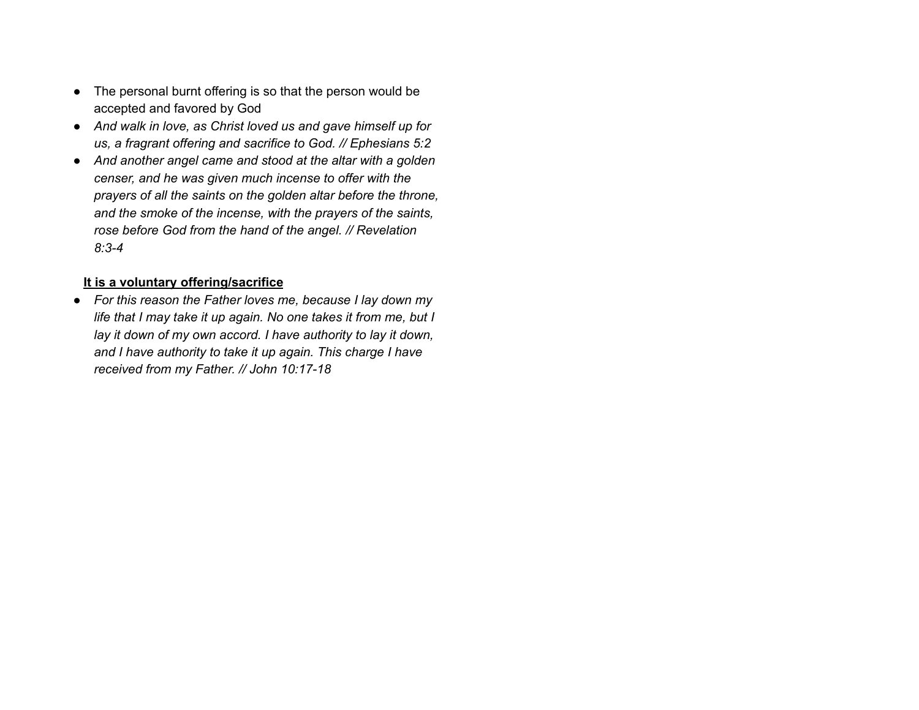- The personal burnt offering is so that the person would be accepted and favored by God
- *And walk in love, as Christ loved us and gave himself up for us, a fragrant offering and sacrifice to God. // Ephesians 5:2*
- *And another angel came and stood at the altar with a golden censer, and he was given much incense to offer with the prayers of all the saints on the golden altar before the throne, and the smoke of the incense, with the prayers of the saints, rose before God from the hand of the angel. // Revelation 8:3-4*

<u>**It is a voluntary offering/sacrifice**</u>

- *For this reason the Father loves me, because I lay down my life that I may take it up again. No one takes it from me, but I lay it down of my own accord. I have authority to lay it down, and I have authority to take it up again. This charge I have received from my Father. // John 10:17-18*